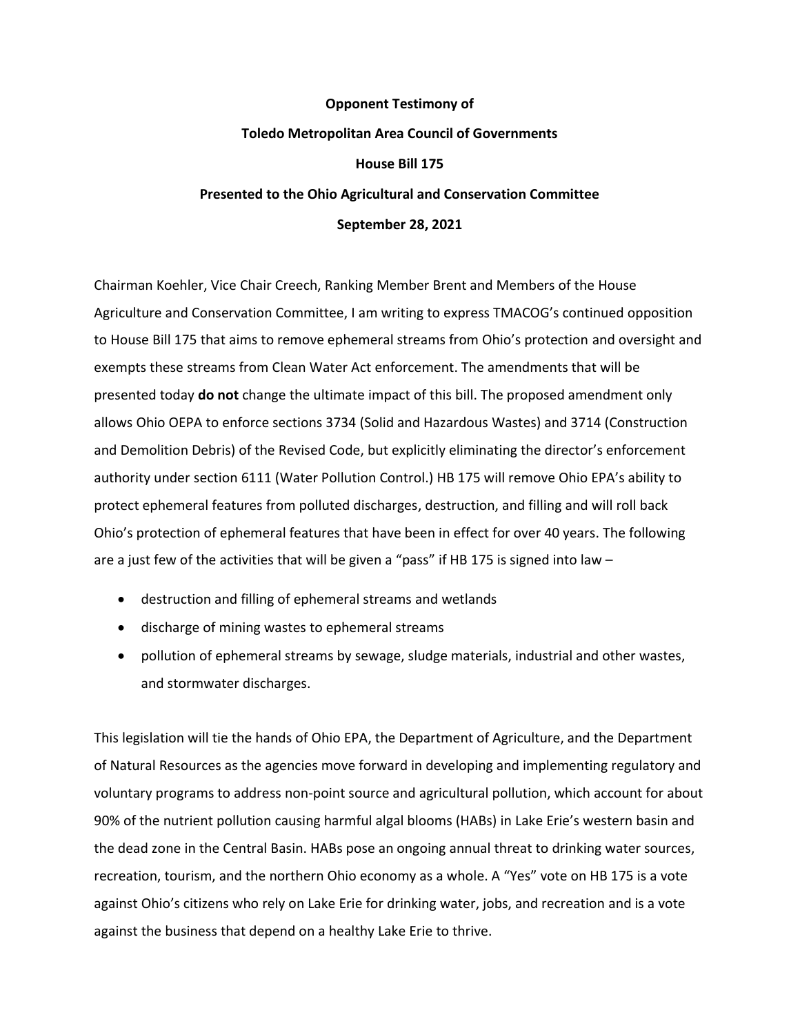**Opponent Testimony of**

**Toledo Metropolitan Area Council of Governments**

**House Bill 175**

**Presented to the Ohio Agricultural and Conservation Committee**

**September 28, 2021**

Chairman Koehler, Vice Chair Creech, Ranking Member Brent and Members of the House Agriculture and Conservation Committee, I am writing to express TMACOG's continued opposition to House Bill 175 that aims to remove ephemeral streams from Ohio's protection and oversight and exempts these streams from Clean Water Act enforcement. The amendments that will be presented today **do not** change the ultimate impact of this bill. The proposed amendment only allows Ohio OEPA to enforce sections 3734 (Solid and Hazardous Wastes) and 3714 (Construction and Demolition Debris) of the Revised Code, but explicitly eliminating the director's enforcement authority under section 6111 (Water Pollution Control.) HB 175 will remove Ohio EPA's ability to protect ephemeral features from polluted discharges, destruction, and filling and will roll back Ohio's protection of ephemeral features that have been in effect for over 40 years. The following are a just few of the activities that will be given a "pass" if HB 175 is signed into law –

- destruction and filling of ephemeral streams and wetlands
- discharge of mining wastes to ephemeral streams
- pollution of ephemeral streams by sewage, sludge materials, industrial and other wastes, and stormwater discharges.

This legislation will tie the hands of Ohio EPA, the Department of Agriculture, and the Department of Natural Resources as the agencies move forward in developing and implementing regulatory and voluntary programs to address non-point source and agricultural pollution, which account for about 90% of the nutrient pollution causing harmful algal blooms (HABs) in Lake Erie's western basin and the dead zone in the Central Basin. HABs pose an ongoing annual threat to drinking water sources, recreation, tourism, and the northern Ohio economy as a whole. A "Yes" vote on HB 175 is a vote against Ohio's citizens who rely on Lake Erie for drinking water, jobs, and recreation and is a vote against the business that depend on a healthy Lake Erie to thrive.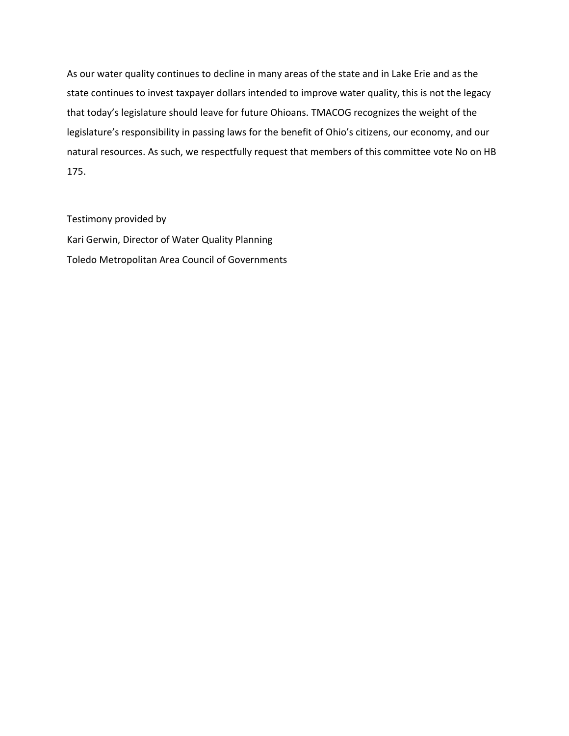As our water quality continues to decline in many areas of the state and in Lake Erie and as the state continues to invest taxpayer dollars intended to improve water quality, this is not the legacy that today's legislature should leave for future Ohioans. TMACOG recognizes the weight of the legislature's responsibility in passing laws for the benefit of Ohio's citizens, our economy, and our natural resources. As such, we respectfully request that members of this committee vote No on HB 175.

Testimony provided by
Kari Gerwin, Director of Water Quality Planning
Toledo Metropolitan Area Council of Governments